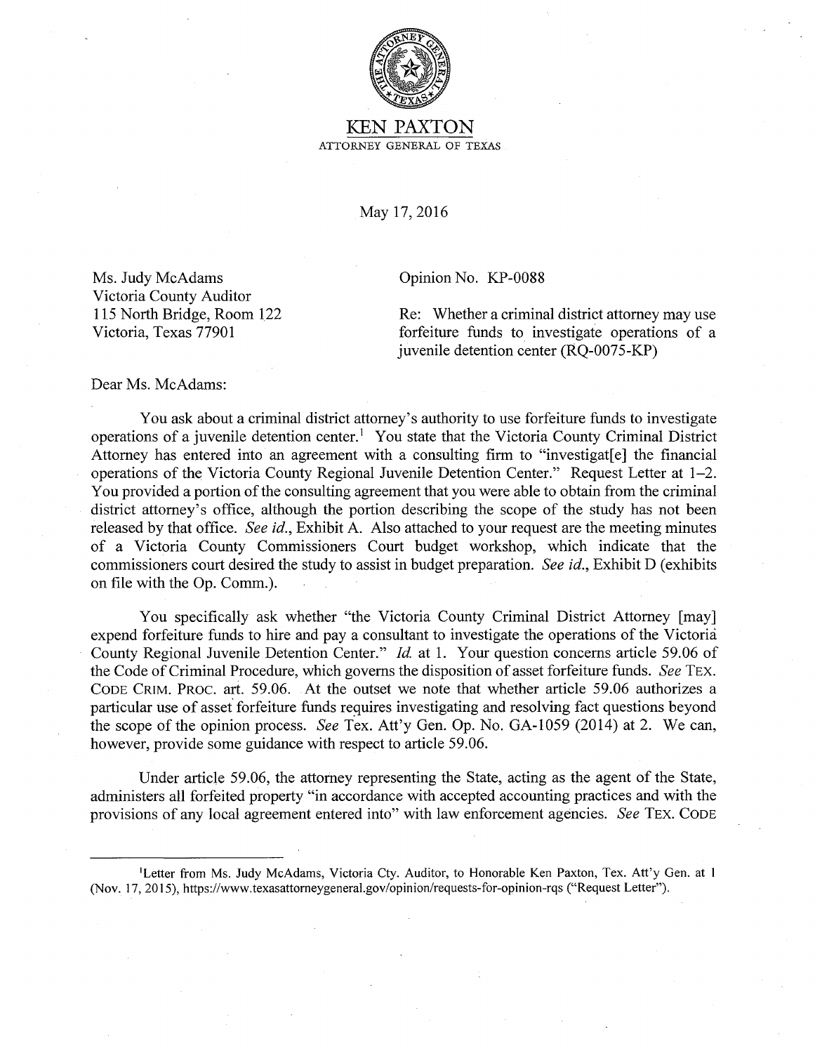# KEN PAXTON

ATTORNEY GENERAL OF TEXAS

May 17, 2016

Ms. Judy McAdams
Victoria County Auditor
115 North Bridge, Room 122
Victoria, Texas 77901

Opinion No. KP-0088

Re: Whether a criminal district attorney may use forfeiture funds to investigate operations of a juvenile detention center (RQ-0075-KP)

Dear Ms. McAdams:

You ask about a criminal district attorney's authority to use forfeiture funds to investigate operations of a juvenile detention center.[1] You state that the Victoria County Criminal District Attorney has entered into an agreement with a consulting firm to "investigat[e] the financial operations of the Victoria County Regional Juvenile Detention Center." Request Letter at 1–2. You provided a portion of the consulting agreement that you were able to obtain from the criminal district attorney's office, although the portion describing the scope of the study has not been released by that office. *See id.*, Exhibit A. Also attached to your request are the meeting minutes of a Victoria County Commissioners Court budget workshop, which indicate that the commissioners court desired the study to assist in budget preparation. *See id.*, Exhibit D (exhibits on file with the Op. Comm.).

You specifically ask whether "the Victoria County Criminal District Attorney [may] expend forfeiture funds to hire and pay a consultant to investigate the operations of the Victoria County Regional Juvenile Detention Center." *Id.* at 1. Your question concerns article 59.06 of the Code of Criminal Procedure, which governs the disposition of asset forfeiture funds. *See* TEX. CODE CRIM. PROC. art. 59.06. At the outset we note that whether article 59.06 authorizes a particular use of asset forfeiture funds requires investigating and resolving fact questions beyond the scope of the opinion process. *See* Tex. Att'y Gen. Op. No. GA-1059 (2014) at 2. We can, however, provide some guidance with respect to article 59.06.

Under article 59.06, the attorney representing the State, acting as the agent of the State, administers all forfeited property "in accordance with accepted accounting practices and with the provisions of any local agreement entered into" with law enforcement agencies. *See* TEX. CODE

---

[1]Letter from Ms. Judy McAdams, Victoria Cty. Auditor, to Honorable Ken Paxton, Tex. Att'y Gen. at 1 (Nov. 17, 2015), https://www.texasattorneygeneral.gov/opinion/requests-for-opinion-rqs ("Request Letter").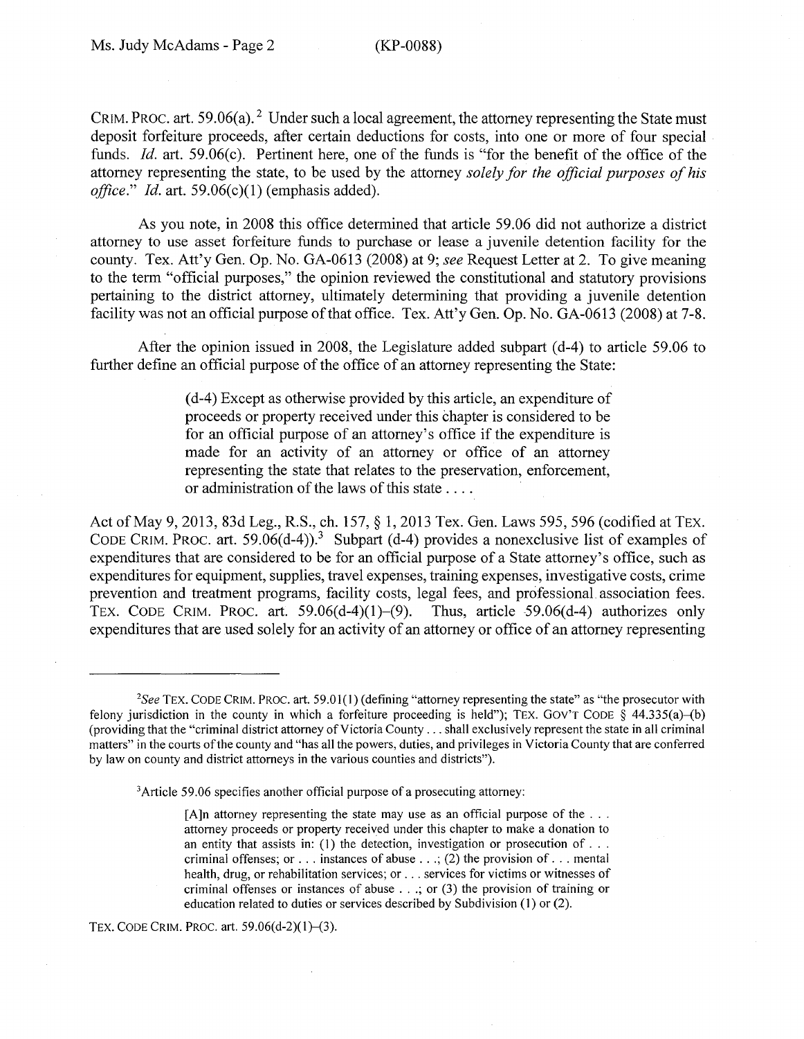CRIM. PROC. art. 59.06(a).[2] Under such a local agreement, the attorney representing the State must deposit forfeiture proceeds, after certain deductions for costs, into one or more of four special funds. *Id.* art. 59.06(c). Pertinent here, one of the funds is "for the benefit of the office of the attorney representing the state, to be used by the attorney *solely for the official purposes of his office*." *Id.* art. 59.06(c)(1) (emphasis added).

As you note, in 2008 this office determined that article 59.06 did not authorize a district attorney to use asset forfeiture funds to purchase or lease a juvenile detention facility for the county. Tex. Att'y Gen. Op. No. GA-0613 (2008) at 9; *see* Request Letter at 2. To give meaning to the term "official purposes," the opinion reviewed the constitutional and statutory provisions pertaining to the district attorney, ultimately determining that providing a juvenile detention facility was not an official purpose of that office. Tex. Att'y Gen. Op. No. GA-0613 (2008) at 7-8.

After the opinion issued in 2008, the Legislature added subpart (d-4) to article 59.06 to further define an official purpose of the office of an attorney representing the State:

> (d-4) Except as otherwise provided by this article, an expenditure of proceeds or property received under this chapter is considered to be for an official purpose of an attorney's office if the expenditure is made for an activity of an attorney or office of an attorney representing the state that relates to the preservation, enforcement, or administration of the laws of this state . . . .

Act of May 9, 2013, 83d Leg., R.S., ch. 157, § 1, 2013 Tex. Gen. Laws 595, 596 (codified at TEX. CODE CRIM. PROC. art. 59.06(d-4)).[3] Subpart (d-4) provides a nonexclusive list of examples of expenditures that are considered to be for an official purpose of a State attorney's office, such as expenditures for equipment, supplies, travel expenses, training expenses, investigative costs, crime prevention and treatment programs, facility costs, legal fees, and professional association fees. TEX. CODE CRIM. PROC. art. 59.06(d-4)(1)–(9). Thus, article 59.06(d-4) authorizes only expenditures that are used solely for an activity of an attorney or office of an attorney representing

---

[2]*See* TEX. CODE CRIM. PROC. art. 59.01(1) (defining "attorney representing the state" as "the prosecutor with felony jurisdiction in the county in which a forfeiture proceeding is held"); TEX. GOV'T CODE § 44.335(a)–(b) (providing that the "criminal district attorney of Victoria County . . . shall exclusively represent the state in all criminal matters" in the courts of the county and "has all the powers, duties, and privileges in Victoria County that are conferred by law on county and district attorneys in the various counties and districts").

[3]Article 59.06 specifies another official purpose of a prosecuting attorney:

> [A]n attorney representing the state may use as an official purpose of the . . . attorney proceeds or property received under this chapter to make a donation to an entity that assists in: (1) the detection, investigation or prosecution of . . . criminal offenses; or . . . instances of abuse . . .; (2) the provision of . . . mental health, drug, or rehabilitation services; or . . . services for victims or witnesses of criminal offenses or instances of abuse . . .; or (3) the provision of training or education related to duties or services described by Subdivision (1) or (2).

TEX. CODE CRIM. PROC. art. 59.06(d-2)(1)–(3).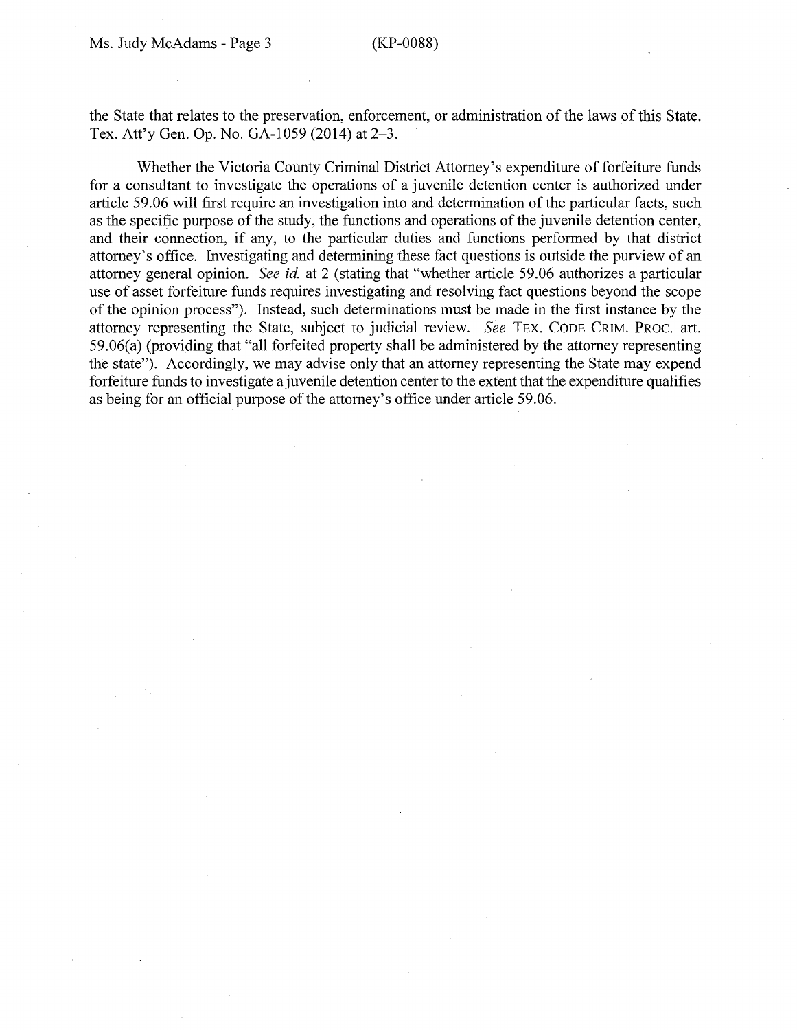the State that relates to the preservation, enforcement, or administration of the laws of this State. Tex. Att'y Gen. Op. No. GA-1059 (2014) at 2–3.

Whether the Victoria County Criminal District Attorney's expenditure of forfeiture funds for a consultant to investigate the operations of a juvenile detention center is authorized under article 59.06 will first require an investigation into and determination of the particular facts, such as the specific purpose of the study, the functions and operations of the juvenile detention center, and their connection, if any, to the particular duties and functions performed by that district attorney's office. Investigating and determining these fact questions is outside the purview of an attorney general opinion. *See id.* at 2 (stating that "whether article 59.06 authorizes a particular use of asset forfeiture funds requires investigating and resolving fact questions beyond the scope of the opinion process"). Instead, such determinations must be made in the first instance by the attorney representing the State, subject to judicial review. *See* TEX. CODE CRIM. PROC. art. 59.06(a) (providing that "all forfeited property shall be administered by the attorney representing the state"). Accordingly, we may advise only that an attorney representing the State may expend forfeiture funds to investigate a juvenile detention center to the extent that the expenditure qualifies as being for an official purpose of the attorney's office under article 59.06.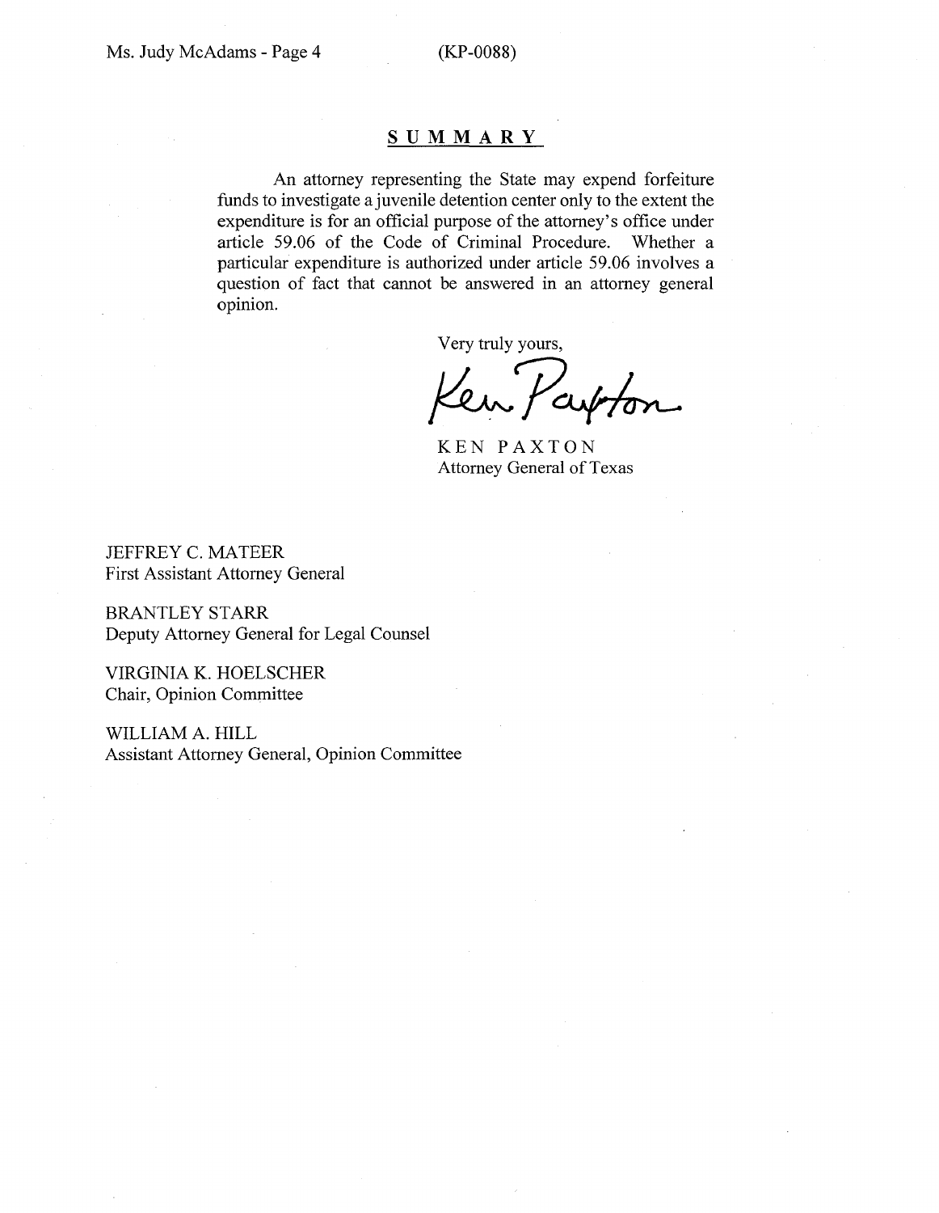## SUMMARY

An attorney representing the State may expend forfeiture funds to investigate a juvenile detention center only to the extent the expenditure is for an official purpose of the attorney's office under article 59.06 of the Code of Criminal Procedure. Whether a particular expenditure is authorized under article 59.06 involves a question of fact that cannot be answered in an attorney general opinion.

Very truly yours,

Ken Paxton

KEN PAXTON
Attorney General of Texas

JEFFREY C. MATEER
First Assistant Attorney General

BRANTLEY STARR
Deputy Attorney General for Legal Counsel

VIRGINIA K. HOELSCHER
Chair, Opinion Committee

WILLIAM A. HILL
Assistant Attorney General, Opinion Committee